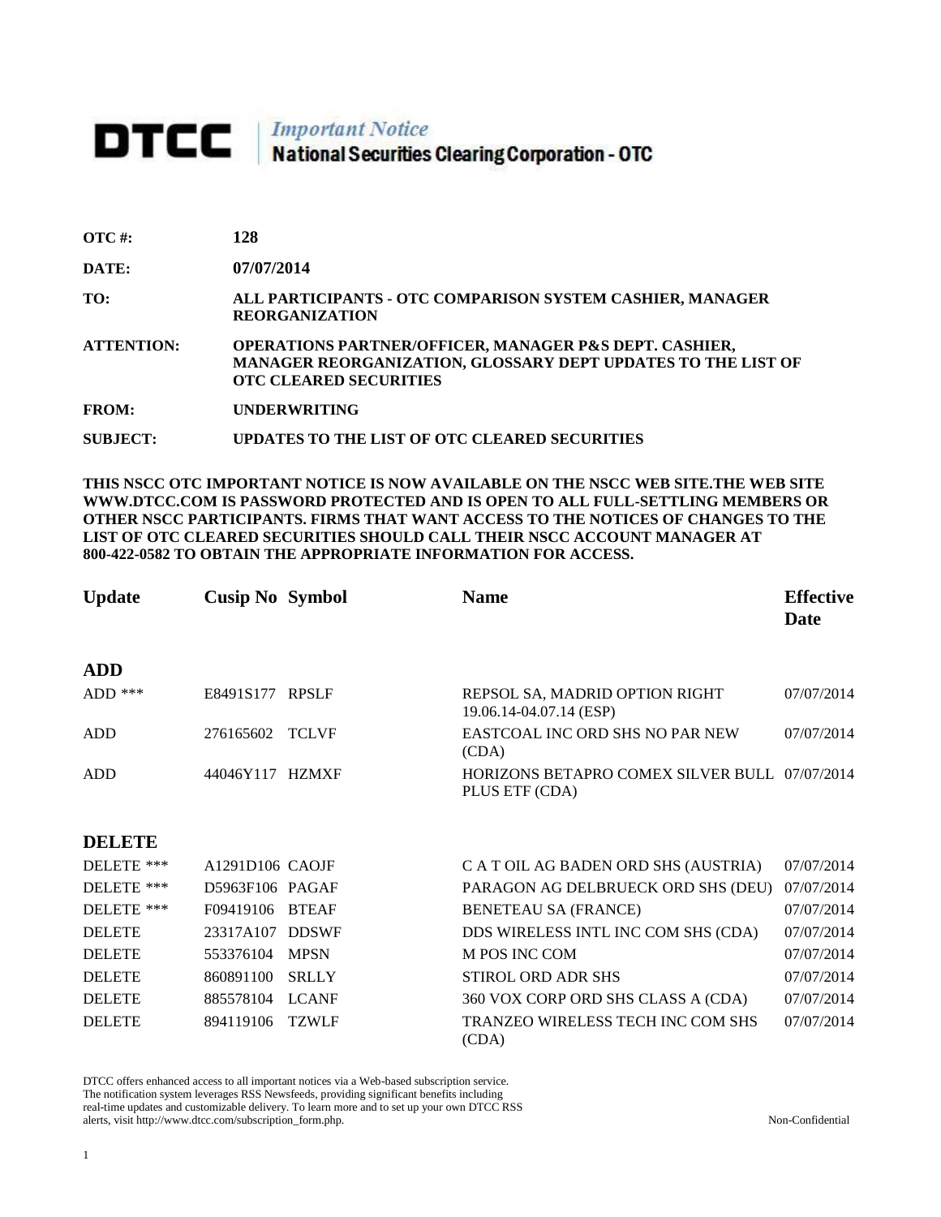# DTCC | *Important Notice* National Securities Clearing Corporation - OTC

**OTC #:** **128**

**DATE:** **07/07/2014**

**TO:** **ALL PARTICIPANTS - OTC COMPARISON SYSTEM CASHIER, MANAGER REORGANIZATION**

**ATTENTION:** **OPERATIONS PARTNER/OFFICER, MANAGER P&S DEPT. CASHIER, MANAGER REORGANIZATION, GLOSSARY DEPT UPDATES TO THE LIST OF OTC CLEARED SECURITIES**

**FROM:** **UNDERWRITING**

**SUBJECT:** **UPDATES TO THE LIST OF OTC CLEARED SECURITIES**

**THIS NSCC OTC IMPORTANT NOTICE IS NOW AVAILABLE ON THE NSCC WEB SITE.THE WEB SITE WWW.DTCC.COM IS PASSWORD PROTECTED AND IS OPEN TO ALL FULL-SETTLING MEMBERS OR OTHER NSCC PARTICIPANTS. FIRMS THAT WANT ACCESS TO THE NOTICES OF CHANGES TO THE LIST OF OTC CLEARED SECURITIES SHOULD CALL THEIR NSCC ACCOUNT MANAGER AT 800-422-0582 TO OBTAIN THE APPROPRIATE INFORMATION FOR ACCESS.**

| Update | Cusip No | Symbol | Name | Effective Date |
|---|---|---|---|---|
| **ADD** | | | | |
| ADD *** | E8491S177 | RPSLF | REPSOL SA, MADRID OPTION RIGHT 19.06.14-04.07.14 (ESP) | 07/07/2014 |
| ADD | 276165602 | TCLVF | EASTCOAL INC ORD SHS NO PAR NEW (CDA) | 07/07/2014 |
| ADD | 44046Y117 | HZMXF | HORIZONS BETAPRO COMEX SILVER BULL PLUS ETF (CDA) | 07/07/2014 |
| **DELETE** | | | | |
| DELETE *** | A1291D106 | CAOJF | C A T OIL AG BADEN ORD SHS (AUSTRIA) | 07/07/2014 |
| DELETE *** | D5963F106 | PAGAF | PARAGON AG DELBRUECK ORD SHS (DEU) | 07/07/2014 |
| DELETE *** | F09419106 | BTEAF | BENETEAU SA (FRANCE) | 07/07/2014 |
| DELETE | 23317A107 | DDSWF | DDS WIRELESS INTL INC COM SHS (CDA) | 07/07/2014 |
| DELETE | 553376104 | MPSN | M POS INC COM | 07/07/2014 |
| DELETE | 860891100 | SRLLY | STIROL ORD ADR SHS | 07/07/2014 |
| DELETE | 885578104 | LCANF | 360 VOX CORP ORD SHS CLASS A (CDA) | 07/07/2014 |
| DELETE | 894119106 | TZWLF | TRANZEO WIRELESS TECH INC COM SHS (CDA) | 07/07/2014 |

DTCC offers enhanced access to all important notices via a Web-based subscription service. The notification system leverages RSS Newsfeeds, providing significant benefits including real-time updates and customizable delivery. To learn more and to set up your own DTCC RSS alerts, visit http://www.dtcc.com/subscription_form.php.

Non-Confidential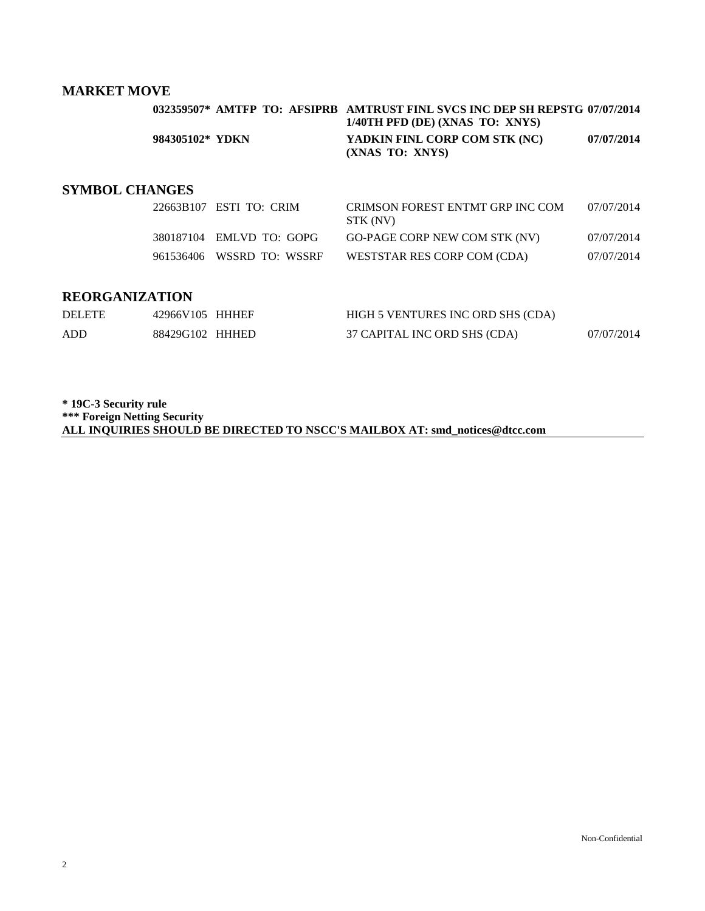## MARKET MOVE

| | | | | |
|---|---|---|---|---|
| | **032359507*** | **AMTFP TO: AFSIPRB** | **AMTRUST FINL SVCS INC DEP SH REPSTG 1/40TH PFD (DE) (XNAS TO: XNYS)** | **07/07/2014** |
| | **984305102*** | **YDKN** | **YADKIN FINL CORP COM STK (NC) (XNAS TO: XNYS)** | **07/07/2014** |

## SYMBOL CHANGES

| | | | | |
|---|---|---|---|---|
| | 22663B107 | ESTI TO: CRIM | CRIMSON FOREST ENTMT GRP INC COM STK (NV) | 07/07/2014 |
| | 380187104 | EMLVD TO: GOPG | GO-PAGE CORP NEW COM STK (NV) | 07/07/2014 |
| | 961536406 | WSSRD TO: WSSRF | WESTSTAR RES CORP COM (CDA) | 07/07/2014 |

## REORGANIZATION

| | | | | |
|---|---|---|---|---|
| DELETE | 42966V105 | HHHEF | HIGH 5 VENTURES INC ORD SHS (CDA) | |
| ADD | 88429G102 | HHHED | 37 CAPITAL INC ORD SHS (CDA) | 07/07/2014 |

**\* 19C-3 Security rule**
**\*\*\* Foreign Netting Security**
**ALL INQUIRIES SHOULD BE DIRECTED TO NSCC'S MAILBOX AT: smd_notices@dtcc.com**

Non-Confidential